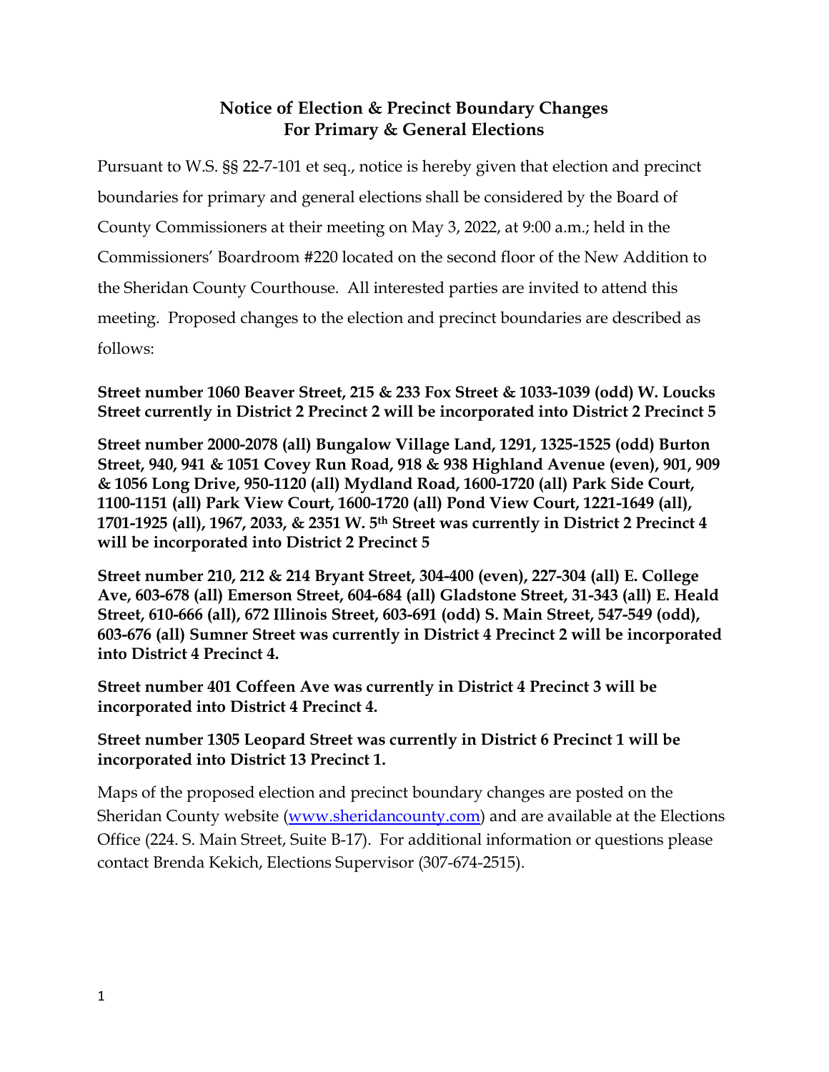## Notice of Election & Precinct Boundary Changes For Primary & General Elections

Pursuant to W.S. §§ 22-7-101 et seq., notice is hereby given that election and precinct boundaries for primary and general elections shall be considered by the Board of County Commissioners at their meeting on May 3, 2022, at 9:00 a.m.; held in the Commissioners' Boardroom #220 located on the second floor of the New Addition to the Sheridan County Courthouse. All interested parties are invited to attend this meeting. Proposed changes to the election and precinct boundaries are described as follows:

**Street number 1060 Beaver Street, 215 & 233 Fox Street & 1033-1039 (odd) W. Loucks Street currently in District 2 Precinct 2 will be incorporated into District 2 Precinct 5**

**Street number 2000-2078 (all) Bungalow Village Land, 1291, 1325-1525 (odd) Burton Street, 940, 941 & 1051 Covey Run Road, 918 & 938 Highland Avenue (even), 901, 909 & 1056 Long Drive, 950-1120 (all) Mydland Road, 1600-1720 (all) Park Side Court, 1100-1151 (all) Park View Court, 1600-1720 (all) Pond View Court, 1221-1649 (all), 1701-1925 (all), 1967, 2033, & 2351 W. 5th Street was currently in District 2 Precinct 4 will be incorporated into District 2 Precinct 5**

**Street number 210, 212 & 214 Bryant Street, 304-400 (even), 227-304 (all) E. College Ave, 603-678 (all) Emerson Street, 604-684 (all) Gladstone Street, 31-343 (all) E. Heald Street, 610-666 (all), 672 Illinois Street, 603-691 (odd) S. Main Street, 547-549 (odd), 603-676 (all) Sumner Street was currently in District 4 Precinct 2 will be incorporated into District 4 Precinct 4.**

**Street number 401 Coffeen Ave was currently in District 4 Precinct 3 will be incorporated into District 4 Precinct 4.**

**Street number 1305 Leopard Street was currently in District 6 Precinct 1 will be incorporated into District 13 Precinct 1.**

Maps of the proposed election and precinct boundary changes are posted on the Sheridan County website ([www.sheridancounty.com](www.sheridancounty.com)) and are available at the Elections Office (224. S. Main Street, Suite B-17). For additional information or questions please contact Brenda Kekich, Elections Supervisor (307-674-2515).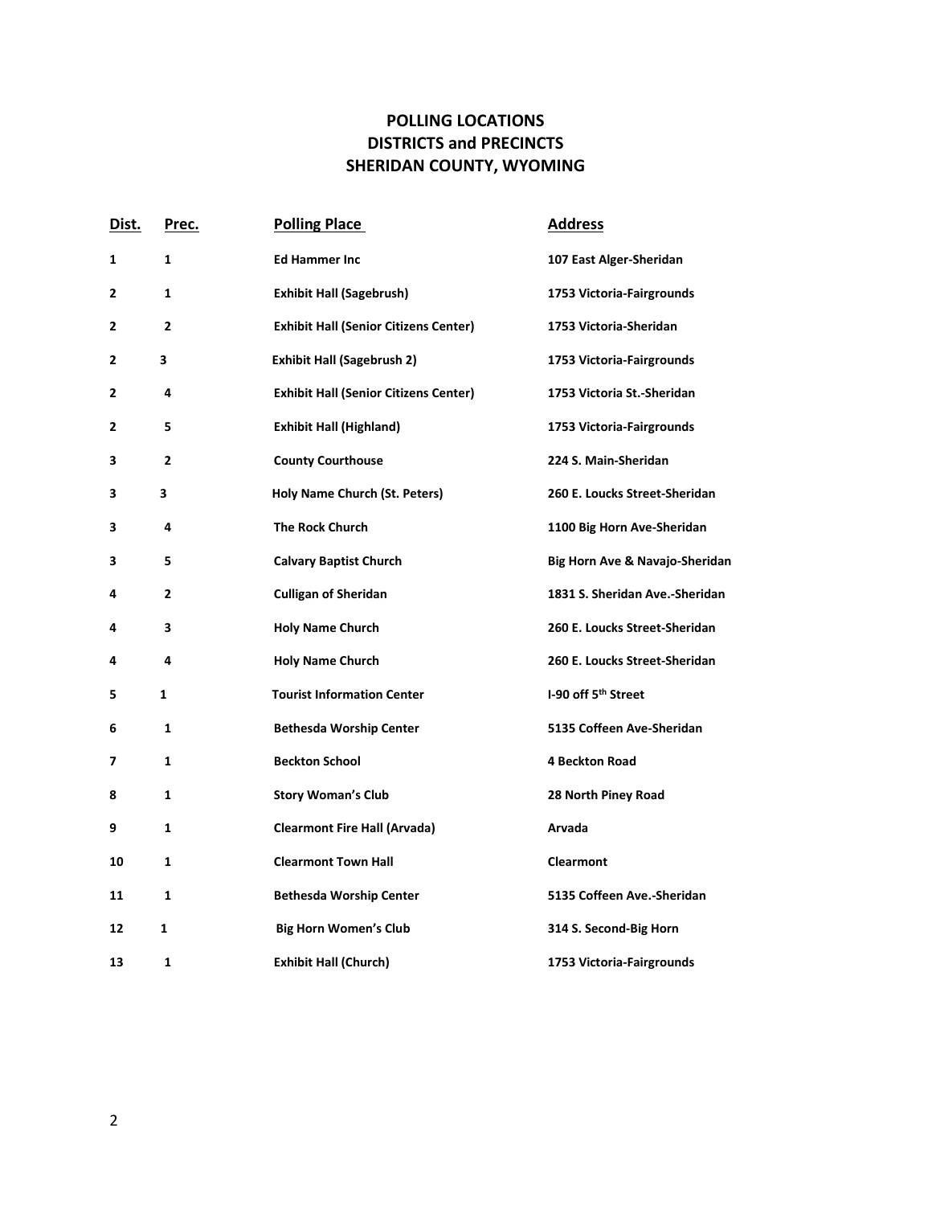# POLLING LOCATIONS
# DISTRICTS and PRECINCTS
# SHERIDAN COUNTY, WYOMING

| Dist. | Prec. | Polling Place | Address |
|---|---|---|---|
| 1 | 1 | Ed Hammer Inc | 107 East Alger-Sheridan |
| 2 | 1 | Exhibit Hall (Sagebrush) | 1753 Victoria-Fairgrounds |
| 2 | 2 | Exhibit Hall (Senior Citizens Center) | 1753 Victoria-Sheridan |
| 2 | 3 | Exhibit Hall (Sagebrush 2) | 1753 Victoria-Fairgrounds |
| 2 | 4 | Exhibit Hall (Senior Citizens Center) | 1753 Victoria St.-Sheridan |
| 2 | 5 | Exhibit Hall (Highland) | 1753 Victoria-Fairgrounds |
| 3 | 2 | County Courthouse | 224 S. Main-Sheridan |
| 3 | 3 | Holy Name Church (St. Peters) | 260 E. Loucks Street-Sheridan |
| 3 | 4 | The Rock Church | 1100 Big Horn Ave-Sheridan |
| 3 | 5 | Calvary Baptist Church | Big Horn Ave & Navajo-Sheridan |
| 4 | 2 | Culligan of Sheridan | 1831 S. Sheridan Ave.-Sheridan |
| 4 | 3 | Holy Name Church | 260 E. Loucks Street-Sheridan |
| 4 | 4 | Holy Name Church | 260 E. Loucks Street-Sheridan |
| 5 | 1 | Tourist Information Center | I-90 off 5th Street |
| 6 | 1 | Bethesda Worship Center | 5135 Coffeen Ave-Sheridan |
| 7 | 1 | Beckton School | 4 Beckton Road |
| 8 | 1 | Story Woman's Club | 28 North Piney Road |
| 9 | 1 | Clearmont Fire Hall (Arvada) | Arvada |
| 10 | 1 | Clearmont Town Hall | Clearmont |
| 11 | 1 | Bethesda Worship Center | 5135 Coffeen Ave.-Sheridan |
| 12 | 1 | Big Horn Women's Club | 314 S. Second-Big Horn |
| 13 | 1 | Exhibit Hall (Church) | 1753 Victoria-Fairgrounds |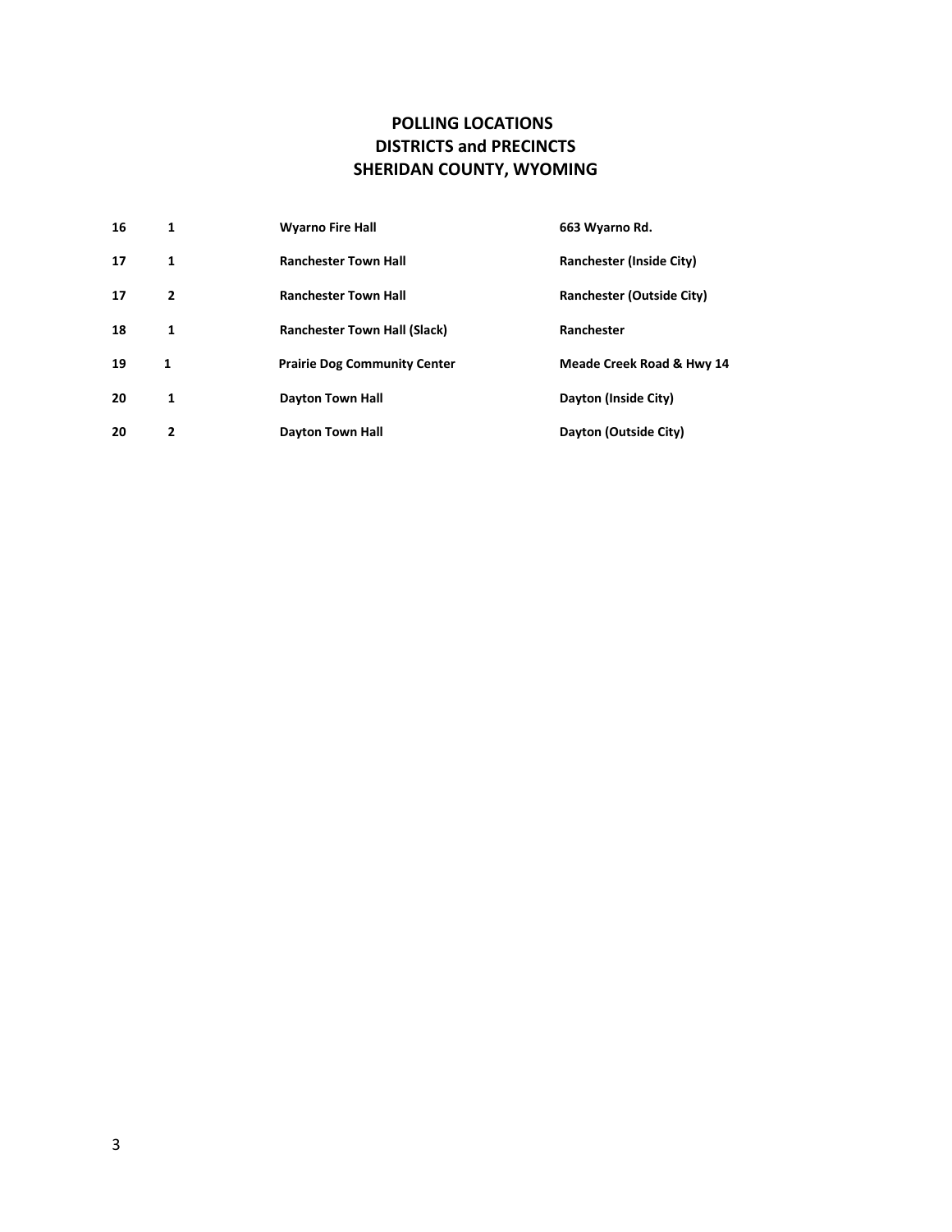**POLLING LOCATIONS**
**DISTRICTS and PRECINCTS**
**SHERIDAN COUNTY, WYOMING**

| | | | |
|---|---|---|---|
| **16** | **1** | **Wyarno Fire Hall** | **663 Wyarno Rd.** |
| **17** | **1** | **Ranchester Town Hall** | **Ranchester (Inside City)** |
| **17** | **2** | **Ranchester Town Hall** | **Ranchester (Outside City)** |
| **18** | **1** | **Ranchester Town Hall (Slack)** | **Ranchester** |
| **19** | **1** | **Prairie Dog Community Center** | **Meade Creek Road & Hwy 14** |
| **20** | **1** | **Dayton Town Hall** | **Dayton (Inside City)** |
| **20** | **2** | **Dayton Town Hall** | **Dayton (Outside City)** |